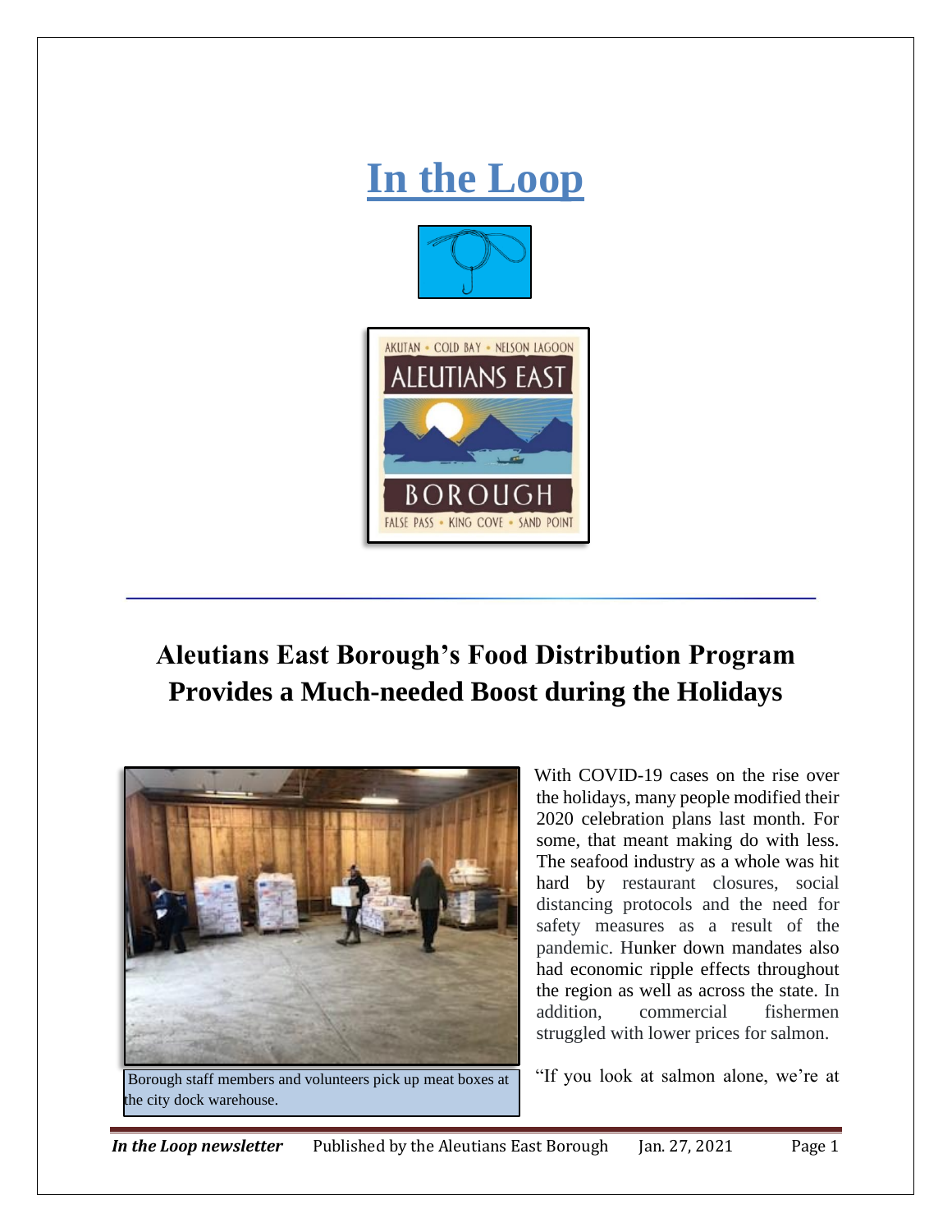# In the Loop

AKUTAN • COLD BAY • NELSON LAGOON

ALEUTIANS EAST

BOROUGH

FALSE PASS • KING COVE • SAND POINT

## Aleutians East Borough's Food Distribution Program Provides a Much-needed Boost during the Holidays

Borough staff members and volunteers pick up meat boxes at the city dock warehouse.

With COVID-19 cases on the rise over the holidays, many people modified their 2020 celebration plans last month. For some, that meant making do with less. The seafood industry as a whole was hit hard by restaurant closures, social distancing protocols and the need for safety measures as a result of the pandemic. Hunker down mandates also had economic ripple effects throughout the region as well as across the state. In addition, commercial fishermen struggled with lower prices for salmon.

"If you look at salmon alone, we're at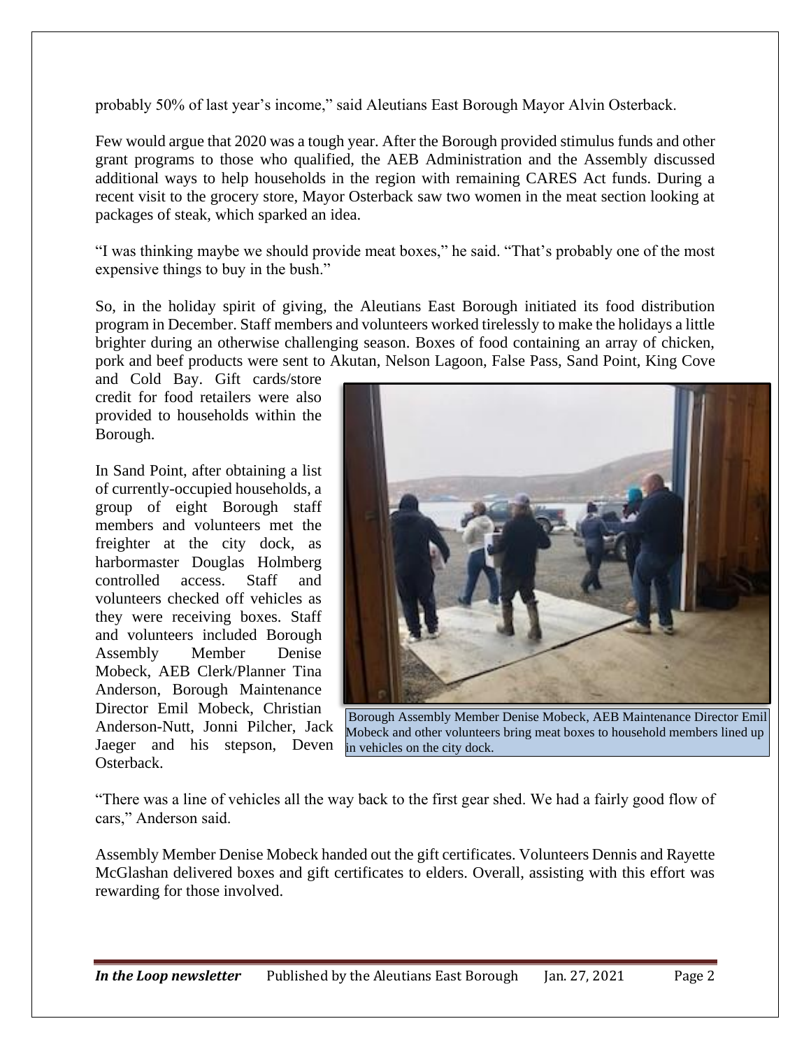probably 50% of last year's income," said Aleutians East Borough Mayor Alvin Osterback.

Few would argue that 2020 was a tough year. After the Borough provided stimulus funds and other grant programs to those who qualified, the AEB Administration and the Assembly discussed additional ways to help households in the region with remaining CARES Act funds. During a recent visit to the grocery store, Mayor Osterback saw two women in the meat section looking at packages of steak, which sparked an idea.

"I was thinking maybe we should provide meat boxes," he said. "That's probably one of the most expensive things to buy in the bush."

So, in the holiday spirit of giving, the Aleutians East Borough initiated its food distribution program in December. Staff members and volunteers worked tirelessly to make the holidays a little brighter during an otherwise challenging season. Boxes of food containing an array of chicken, pork and beef products were sent to Akutan, Nelson Lagoon, False Pass, Sand Point, King Cove and Cold Bay. Gift cards/store credit for food retailers were also provided to households within the Borough.

In Sand Point, after obtaining a list of currently-occupied households, a group of eight Borough staff members and volunteers met the freighter at the city dock, as harbormaster Douglas Holmberg controlled access. Staff and volunteers checked off vehicles as they were receiving boxes. Staff and volunteers included Borough Assembly Member Denise Mobeck, AEB Clerk/Planner Tina Anderson, Borough Maintenance Director Emil Mobeck, Christian Anderson-Nutt, Jonni Pilcher, Jack Jaeger and his stepson, Deven Osterback.

Borough Assembly Member Denise Mobeck, AEB Maintenance Director Emil Mobeck and other volunteers bring meat boxes to household members lined up in vehicles on the city dock.

"There was a line of vehicles all the way back to the first gear shed. We had a fairly good flow of cars," Anderson said.

Assembly Member Denise Mobeck handed out the gift certificates. Volunteers Dennis and Rayette McGlashan delivered boxes and gift certificates to elders. Overall, assisting with this effort was rewarding for those involved.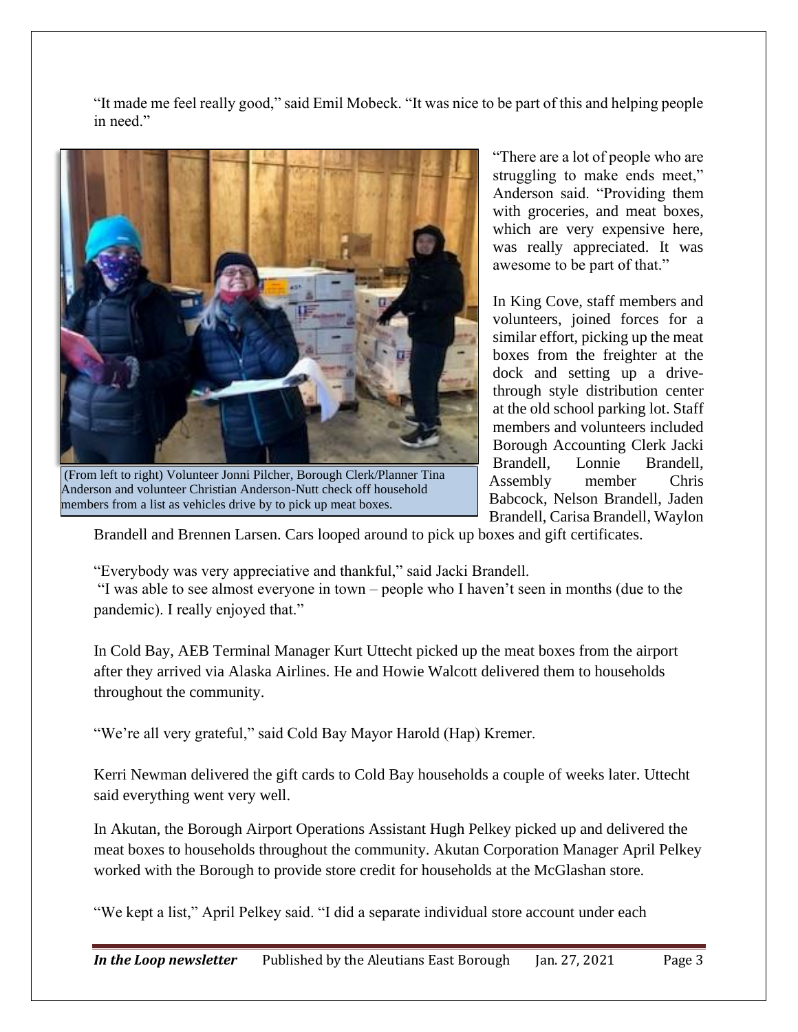"It made me feel really good," said Emil Mobeck. "It was nice to be part of this and helping people in need."

(From left to right) Volunteer Jonni Pilcher, Borough Clerk/Planner Tina Anderson and volunteer Christian Anderson-Nutt check off household members from a list as vehicles drive by to pick up meat boxes.

"There are a lot of people who are struggling to make ends meet," Anderson said. "Providing them with groceries, and meat boxes, which are very expensive here, was really appreciated. It was awesome to be part of that."

In King Cove, staff members and volunteers, joined forces for a similar effort, picking up the meat boxes from the freighter at the dock and setting up a drive-through style distribution center at the old school parking lot. Staff members and volunteers included Borough Accounting Clerk Jacki Brandell, Lonnie Brandell, Assembly member Chris Babcock, Nelson Brandell, Jaden Brandell, Carisa Brandell, Waylon Brandell and Brennen Larsen. Cars looped around to pick up boxes and gift certificates.

"Everybody was very appreciative and thankful," said Jacki Brandell. "I was able to see almost everyone in town – people who I haven't seen in months (due to the pandemic). I really enjoyed that."

In Cold Bay, AEB Terminal Manager Kurt Uttecht picked up the meat boxes from the airport after they arrived via Alaska Airlines. He and Howie Walcott delivered them to households throughout the community.

"We're all very grateful," said Cold Bay Mayor Harold (Hap) Kremer.

Kerri Newman delivered the gift cards to Cold Bay households a couple of weeks later. Uttecht said everything went very well.

In Akutan, the Borough Airport Operations Assistant Hugh Pelkey picked up and delivered the meat boxes to households throughout the community. Akutan Corporation Manager April Pelkey worked with the Borough to provide store credit for households at the McGlashan store.

"We kept a list," April Pelkey said. "I did a separate individual store account under each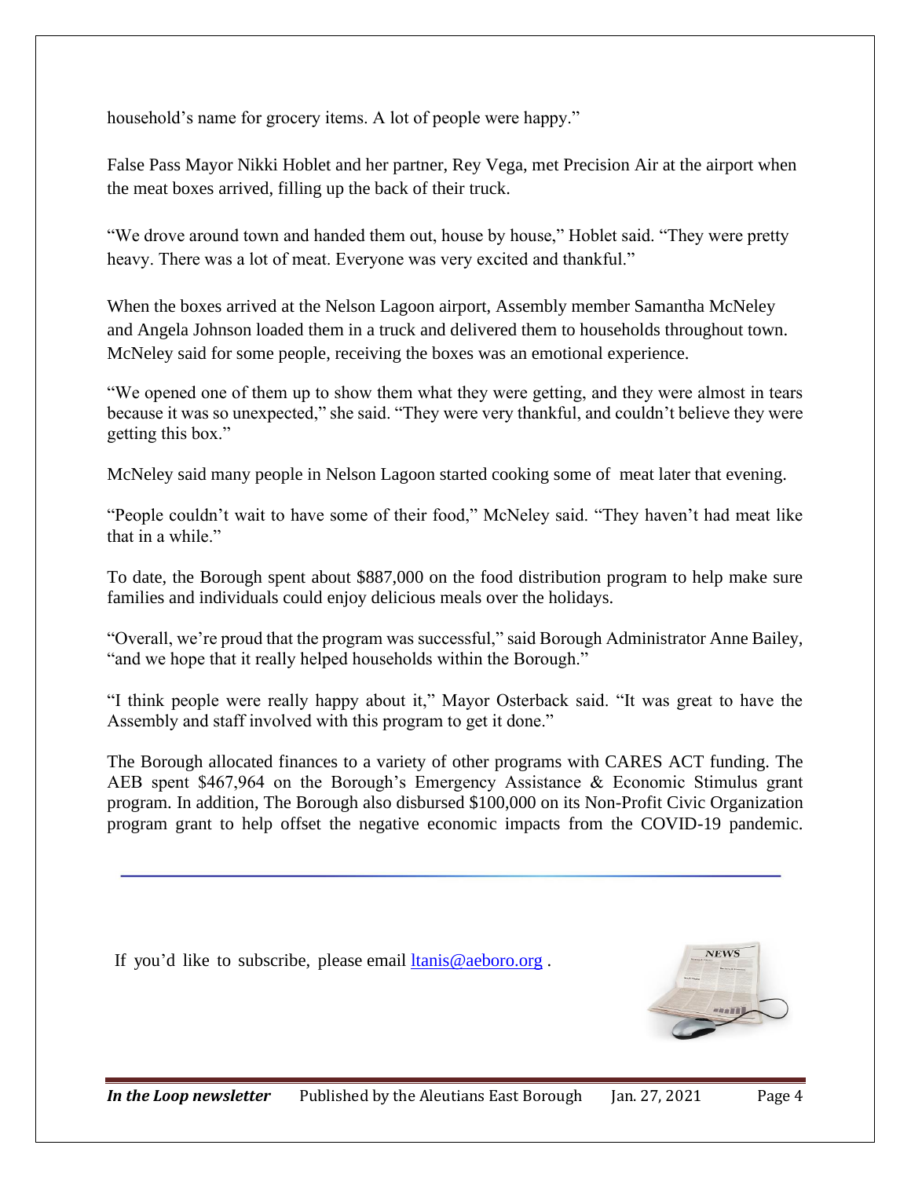household's name for grocery items. A lot of people were happy."

False Pass Mayor Nikki Hoblet and her partner, Rey Vega, met Precision Air at the airport when the meat boxes arrived, filling up the back of their truck.

"We drove around town and handed them out, house by house," Hoblet said. "They were pretty heavy. There was a lot of meat. Everyone was very excited and thankful."

When the boxes arrived at the Nelson Lagoon airport, Assembly member Samantha McNeley and Angela Johnson loaded them in a truck and delivered them to households throughout town. McNeley said for some people, receiving the boxes was an emotional experience.

"We opened one of them up to show them what they were getting, and they were almost in tears because it was so unexpected," she said. "They were very thankful, and couldn't believe they were getting this box."

McNeley said many people in Nelson Lagoon started cooking some of meat later that evening.

"People couldn't wait to have some of their food," McNeley said. "They haven't had meat like that in a while."

To date, the Borough spent about $887,000 on the food distribution program to help make sure families and individuals could enjoy delicious meals over the holidays.

"Overall, we're proud that the program was successful," said Borough Administrator Anne Bailey, "and we hope that it really helped households within the Borough."

"I think people were really happy about it," Mayor Osterback said. "It was great to have the Assembly and staff involved with this program to get it done."

The Borough allocated finances to a variety of other programs with CARES ACT funding. The AEB spent $467,964 on the Borough's Emergency Assistance & Economic Stimulus grant program. In addition, The Borough also disbursed $100,000 on its Non-Profit Civic Organization program grant to help offset the negative economic impacts from the COVID-19 pandemic.

---

If you'd like to subscribe, please email [ltanis@aeboro.org](mailto:ltanis@aeboro.org) .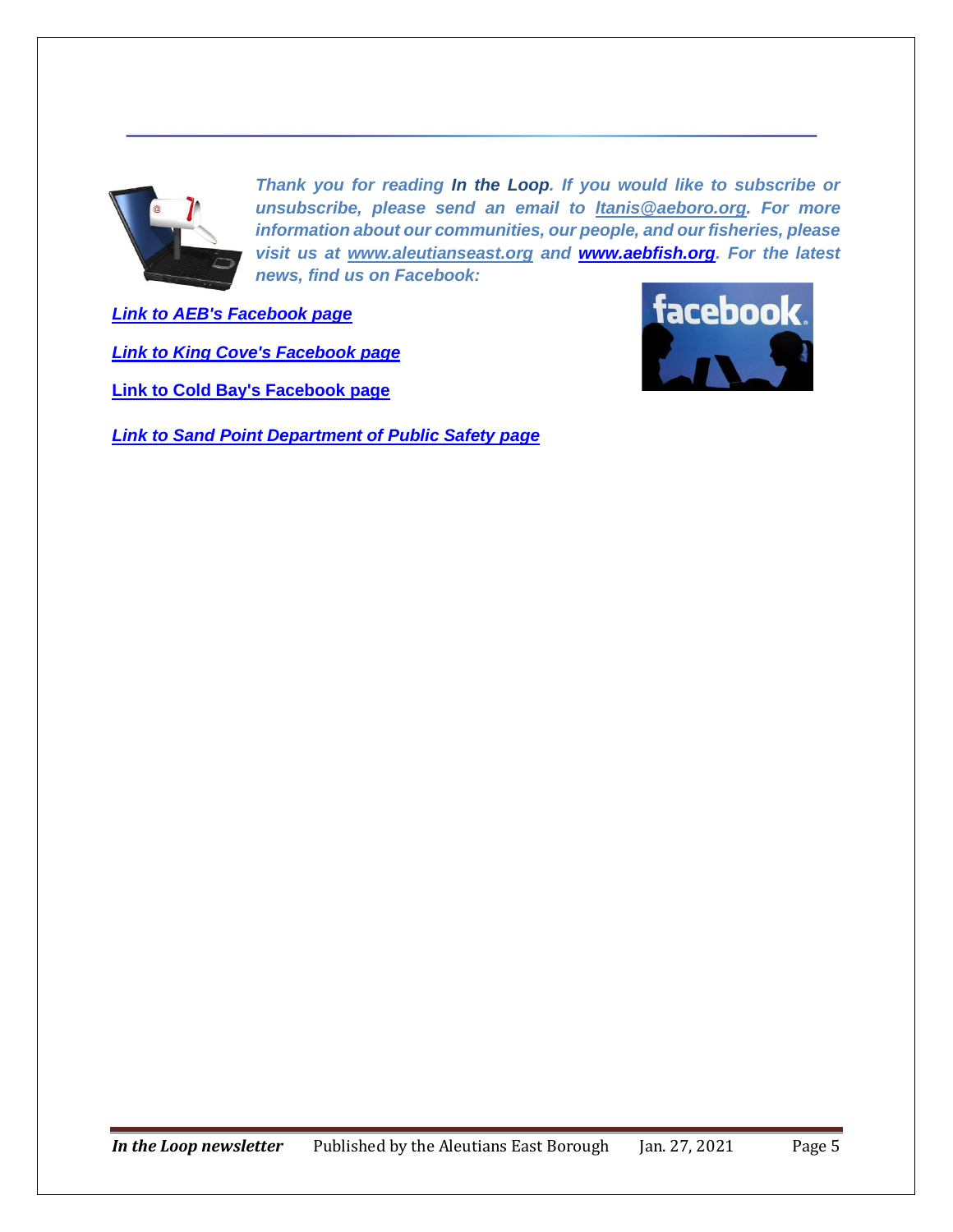*Thank you for reading **In the Loop**. If you would like to subscribe or unsubscribe, please send an email to ltanis@aeboro.org. For more information about our communities, our people, and our fisheries, please visit us at www.aleutianseast.org and **www.aebfish.org**. For the latest news, find us on Facebook:*

***Link to AEB's Facebook page***

***Link to King Cove's Facebook page***

**Link to Cold Bay's Facebook page**

***Link to Sand Point Department of Public Safety page***